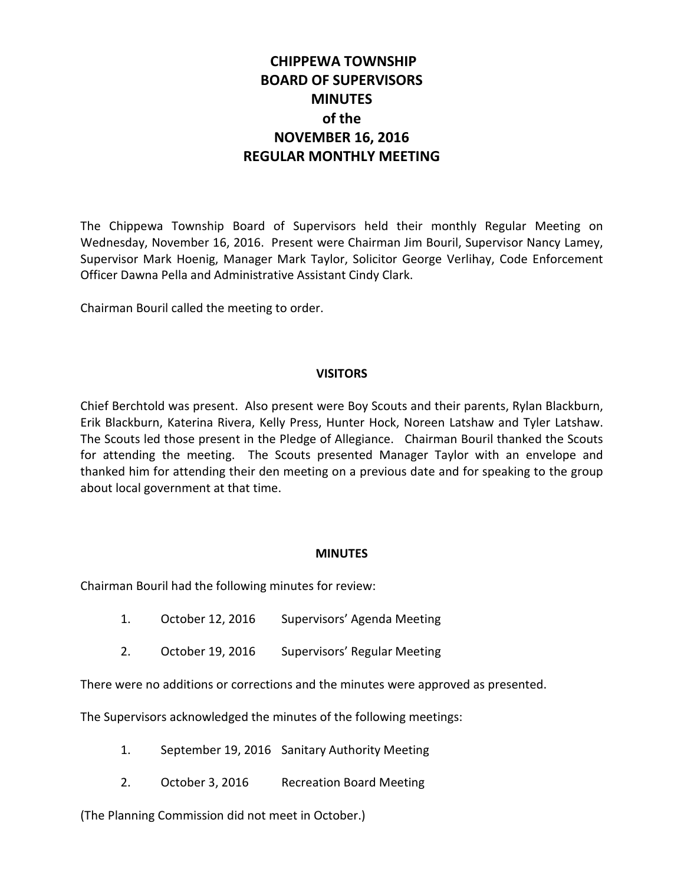# CHIPPEWA TOWNSHIP
# BOARD OF SUPERVISORS
# MINUTES
# of the
# NOVEMBER 16, 2016
# REGULAR MONTHLY MEETING

The Chippewa Township Board of Supervisors held their monthly Regular Meeting on Wednesday, November 16, 2016. Present were Chairman Jim Bouril, Supervisor Nancy Lamey, Supervisor Mark Hoenig, Manager Mark Taylor, Solicitor George Verlihay, Code Enforcement Officer Dawna Pella and Administrative Assistant Cindy Clark.

Chairman Bouril called the meeting to order.

## VISITORS

Chief Berchtold was present. Also present were Boy Scouts and their parents, Rylan Blackburn, Erik Blackburn, Katerina Rivera, Kelly Press, Hunter Hock, Noreen Latshaw and Tyler Latshaw. The Scouts led those present in the Pledge of Allegiance. Chairman Bouril thanked the Scouts for attending the meeting. The Scouts presented Manager Taylor with an envelope and thanked him for attending their den meeting on a previous date and for speaking to the group about local government at that time.

## MINUTES

Chairman Bouril had the following minutes for review:

1. October 12, 2016 Supervisors' Agenda Meeting
2. October 19, 2016 Supervisors' Regular Meeting

There were no additions or corrections and the minutes were approved as presented.

The Supervisors acknowledged the minutes of the following meetings:

1. September 19, 2016 Sanitary Authority Meeting
2. October 3, 2016 Recreation Board Meeting

(The Planning Commission did not meet in October.)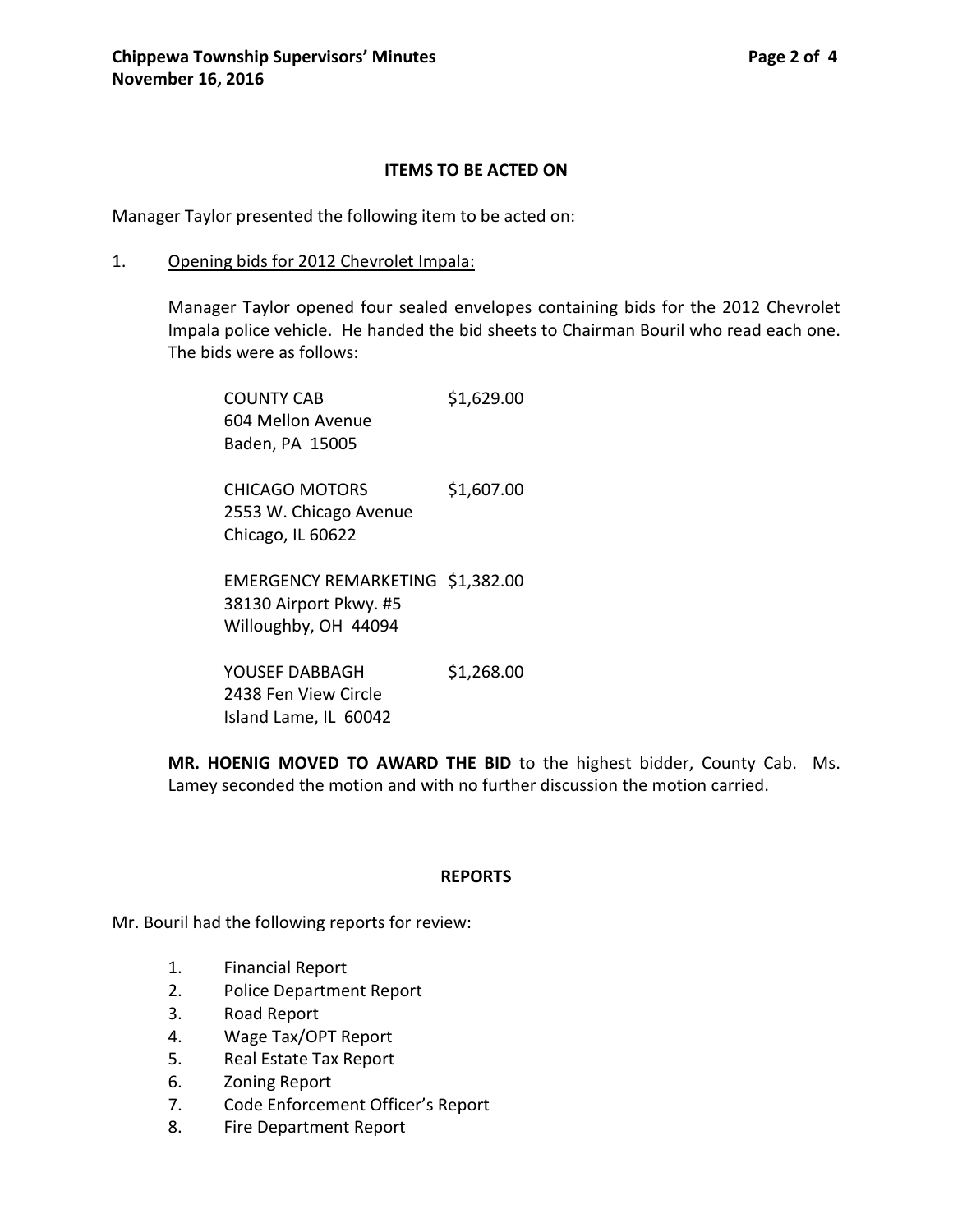## ITEMS TO BE ACTED ON

Manager Taylor presented the following item to be acted on:

1. Opening bids for 2012 Chevrolet Impala:

   Manager Taylor opened four sealed envelopes containing bids for the 2012 Chevrolet Impala police vehicle. He handed the bid sheets to Chairman Bouril who read each one. The bids were as follows:

   COUNTY CAB $1,629.00
   604 Mellon Avenue
   Baden, PA 15005

   CHICAGO MOTORS $1,607.00
   2553 W. Chicago Avenue
   Chicago, IL 60622

   EMERGENCY REMARKETING $1,382.00
   38130 Airport Pkwy. #5
   Willoughby, OH 44094

   YOUSEF DABBAGH $1,268.00
   2438 Fen View Circle
   Island Lame, IL 60042

   **MR. HOENIG MOVED TO AWARD THE BID** to the highest bidder, County Cab. Ms. Lamey seconded the motion and with no further discussion the motion carried.

## REPORTS

Mr. Bouril had the following reports for review:

1. Financial Report
2. Police Department Report
3. Road Report
4. Wage Tax/OPT Report
5. Real Estate Tax Report
6. Zoning Report
7. Code Enforcement Officer's Report
8. Fire Department Report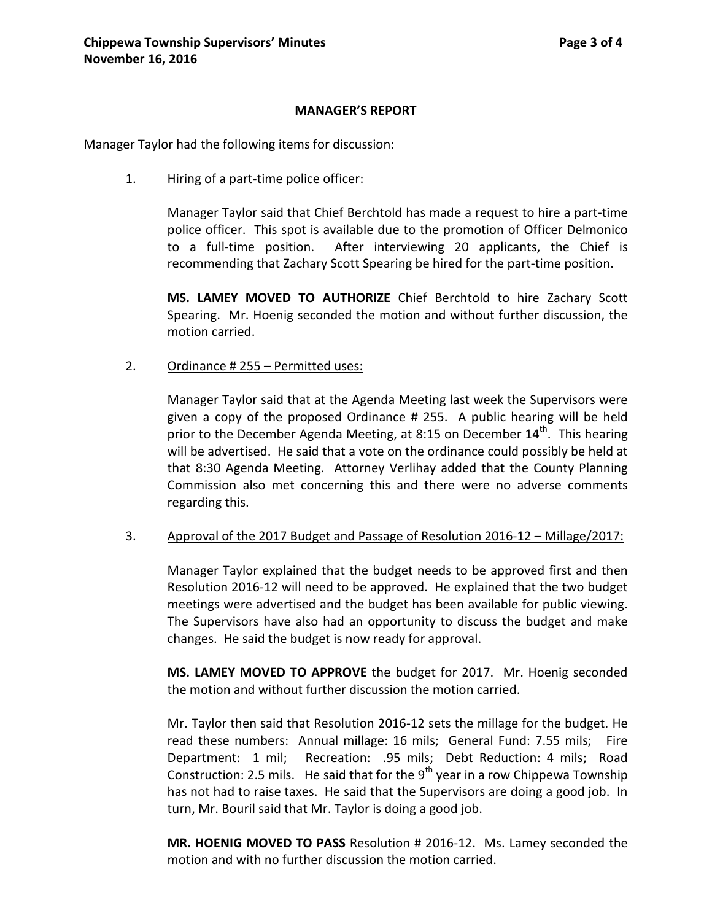## MANAGER'S REPORT

Manager Taylor had the following items for discussion:

1. Hiring of a part-time police officer:

   Manager Taylor said that Chief Berchtold has made a request to hire a part-time police officer. This spot is available due to the promotion of Officer Delmonico to a full-time position. After interviewing 20 applicants, the Chief is recommending that Zachary Scott Spearing be hired for the part-time position.

   **MS. LAMEY MOVED TO AUTHORIZE** Chief Berchtold to hire Zachary Scott Spearing. Mr. Hoenig seconded the motion and without further discussion, the motion carried.

2. Ordinance # 255 – Permitted uses:

   Manager Taylor said that at the Agenda Meeting last week the Supervisors were given a copy of the proposed Ordinance # 255. A public hearing will be held prior to the December Agenda Meeting, at 8:15 on December 14th. This hearing will be advertised. He said that a vote on the ordinance could possibly be held at that 8:30 Agenda Meeting. Attorney Verlihay added that the County Planning Commission also met concerning this and there were no adverse comments regarding this.

3. Approval of the 2017 Budget and Passage of Resolution 2016-12 – Millage/2017:

   Manager Taylor explained that the budget needs to be approved first and then Resolution 2016-12 will need to be approved. He explained that the two budget meetings were advertised and the budget has been available for public viewing. The Supervisors have also had an opportunity to discuss the budget and make changes. He said the budget is now ready for approval.

   **MS. LAMEY MOVED TO APPROVE** the budget for 2017. Mr. Hoenig seconded the motion and without further discussion the motion carried.

   Mr. Taylor then said that Resolution 2016-12 sets the millage for the budget. He read these numbers: Annual millage: 16 mils; General Fund: 7.55 mils; Fire Department: 1 mil; Recreation: .95 mils; Debt Reduction: 4 mils; Road Construction: 2.5 mils. He said that for the 9th year in a row Chippewa Township has not had to raise taxes. He said that the Supervisors are doing a good job. In turn, Mr. Bouril said that Mr. Taylor is doing a good job.

   **MR. HOENIG MOVED TO PASS** Resolution # 2016-12. Ms. Lamey seconded the motion and with no further discussion the motion carried.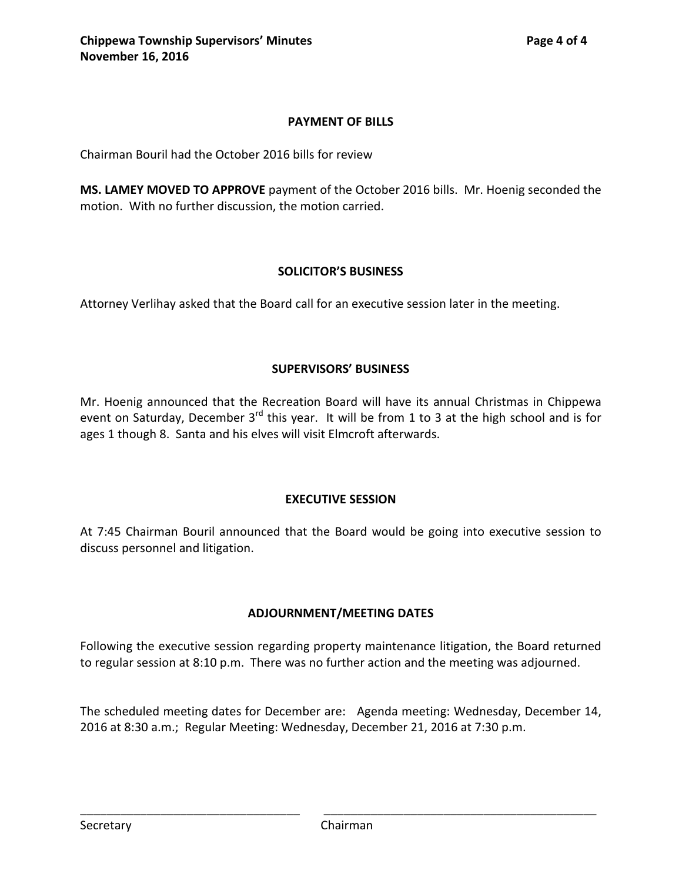### PAYMENT OF BILLS

Chairman Bouril had the October 2016 bills for review

**MS. LAMEY MOVED TO APPROVE** payment of the October 2016 bills. Mr. Hoenig seconded the motion. With no further discussion, the motion carried.

### SOLICITOR'S BUSINESS

Attorney Verlihay asked that the Board call for an executive session later in the meeting.

### SUPERVISORS' BUSINESS

Mr. Hoenig announced that the Recreation Board will have its annual Christmas in Chippewa event on Saturday, December 3rd this year. It will be from 1 to 3 at the high school and is for ages 1 though 8. Santa and his elves will visit Elmcroft afterwards.

### EXECUTIVE SESSION

At 7:45 Chairman Bouril announced that the Board would be going into executive session to discuss personnel and litigation.

### ADJOURNMENT/MEETING DATES

Following the executive session regarding property maintenance litigation, the Board returned to regular session at 8:10 p.m. There was no further action and the meeting was adjourned.

The scheduled meeting dates for December are: Agenda meeting: Wednesday, December 14, 2016 at 8:30 a.m.; Regular Meeting: Wednesday, December 21, 2016 at 7:30 p.m.

\_\_\_\_\_\_\_\_\_\_\_\_\_\_\_\_\_\_\_\_\_\_\_\_\_\_\_\_\_\_\_\_\_\_
Secretary

\_\_\_\_\_\_\_\_\_\_\_\_\_\_\_\_\_\_\_\_\_\_\_\_\_\_\_\_\_\_\_\_\_\_
Chairman